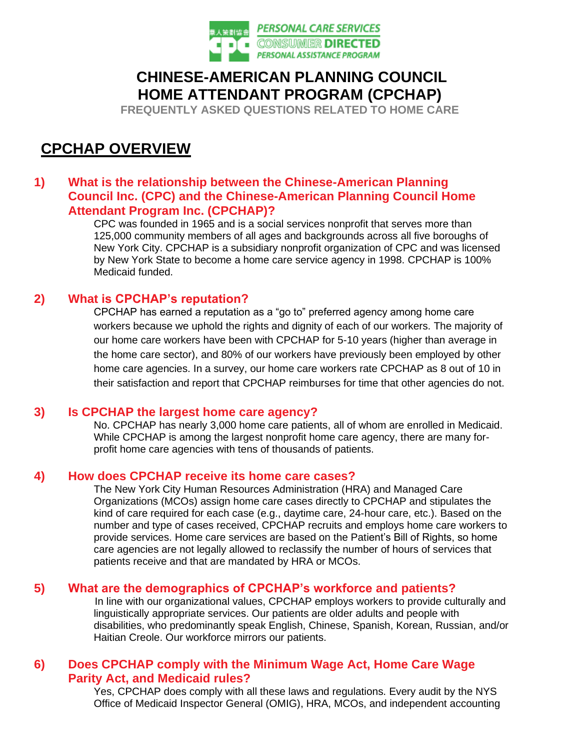PERSONAL CARE SERVICES
CONSUMER DIRECTED
PERSONAL ASSISTANCE PROGRAM

# CHINESE-AMERICAN PLANNING COUNCIL HOME ATTENDANT PROGRAM (CPCHAP)

**FREQUENTLY ASKED QUESTIONS RELATED TO HOME CARE**

## CPCHAP OVERVIEW

### 1) What is the relationship between the Chinese-American Planning Council Inc. (CPC) and the Chinese-American Planning Council Home Attendant Program Inc. (CPCHAP)?

CPC was founded in 1965 and is a social services nonprofit that serves more than 125,000 community members of all ages and backgrounds across all five boroughs of New York City. CPCHAP is a subsidiary nonprofit organization of CPC and was licensed by New York State to become a home care service agency in 1998. CPCHAP is 100% Medicaid funded.

### 2) What is CPCHAP's reputation?

CPCHAP has earned a reputation as a "go to" preferred agency among home care workers because we uphold the rights and dignity of each of our workers. The majority of our home care workers have been with CPCHAP for 5-10 years (higher than average in the home care sector), and 80% of our workers have previously been employed by other home care agencies. In a survey, our home care workers rate CPCHAP as 8 out of 10 in their satisfaction and report that CPCHAP reimburses for time that other agencies do not.

### 3) Is CPCHAP the largest home care agency?

No. CPCHAP has nearly 3,000 home care patients, all of whom are enrolled in Medicaid. While CPCHAP is among the largest nonprofit home care agency, there are many for-profit home care agencies with tens of thousands of patients.

### 4) How does CPCHAP receive its home care cases?

The New York City Human Resources Administration (HRA) and Managed Care Organizations (MCOs) assign home care cases directly to CPCHAP and stipulates the kind of care required for each case (e.g., daytime care, 24-hour care, etc.). Based on the number and type of cases received, CPCHAP recruits and employs home care workers to provide services. Home care services are based on the Patient's Bill of Rights, so home care agencies are not legally allowed to reclassify the number of hours of services that patients receive and that are mandated by HRA or MCOs.

### 5) What are the demographics of CPCHAP's workforce and patients?

In line with our organizational values, CPCHAP employs workers to provide culturally and linguistically appropriate services. Our patients are older adults and people with disabilities, who predominantly speak English, Chinese, Spanish, Korean, Russian, and/or Haitian Creole. Our workforce mirrors our patients.

### 6) Does CPCHAP comply with the Minimum Wage Act, Home Care Wage Parity Act, and Medicaid rules?

Yes, CPCHAP does comply with all these laws and regulations. Every audit by the NYS Office of Medicaid Inspector General (OMIG), HRA, MCOs, and independent accounting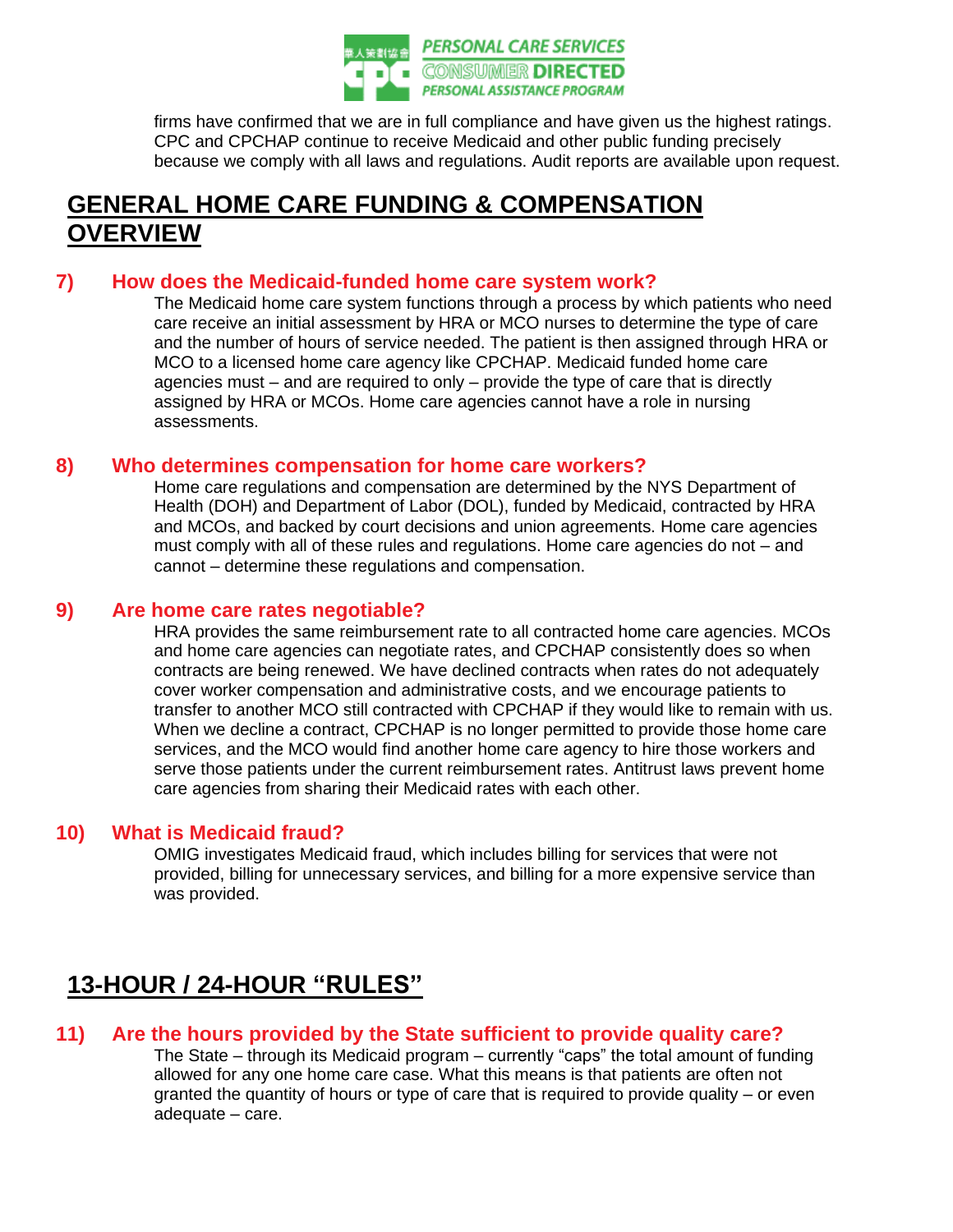firms have confirmed that we are in full compliance and have given us the highest ratings. CPC and CPCHAP continue to receive Medicaid and other public funding precisely because we comply with all laws and regulations. Audit reports are available upon request.

## GENERAL HOME CARE FUNDING & COMPENSATION OVERVIEW

### 7) How does the Medicaid-funded home care system work?

The Medicaid home care system functions through a process by which patients who need care receive an initial assessment by HRA or MCO nurses to determine the type of care and the number of hours of service needed. The patient is then assigned through HRA or MCO to a licensed home care agency like CPCHAP. Medicaid funded home care agencies must – and are required to only – provide the type of care that is directly assigned by HRA or MCOs. Home care agencies cannot have a role in nursing assessments.

### 8) Who determines compensation for home care workers?

Home care regulations and compensation are determined by the NYS Department of Health (DOH) and Department of Labor (DOL), funded by Medicaid, contracted by HRA and MCOs, and backed by court decisions and union agreements. Home care agencies must comply with all of these rules and regulations. Home care agencies do not – and cannot – determine these regulations and compensation.

### 9) Are home care rates negotiable?

HRA provides the same reimbursement rate to all contracted home care agencies. MCOs and home care agencies can negotiate rates, and CPCHAP consistently does so when contracts are being renewed. We have declined contracts when rates do not adequately cover worker compensation and administrative costs, and we encourage patients to transfer to another MCO still contracted with CPCHAP if they would like to remain with us. When we decline a contract, CPCHAP is no longer permitted to provide those home care services, and the MCO would find another home care agency to hire those workers and serve those patients under the current reimbursement rates. Antitrust laws prevent home care agencies from sharing their Medicaid rates with each other.

### 10) What is Medicaid fraud?

OMIG investigates Medicaid fraud, which includes billing for services that were not provided, billing for unnecessary services, and billing for a more expensive service than was provided.

## 13-HOUR / 24-HOUR "RULES"

### 11) Are the hours provided by the State sufficient to provide quality care?

The State – through its Medicaid program – currently "caps" the total amount of funding allowed for any one home care case. What this means is that patients are often not granted the quantity of hours or type of care that is required to provide quality – or even adequate – care.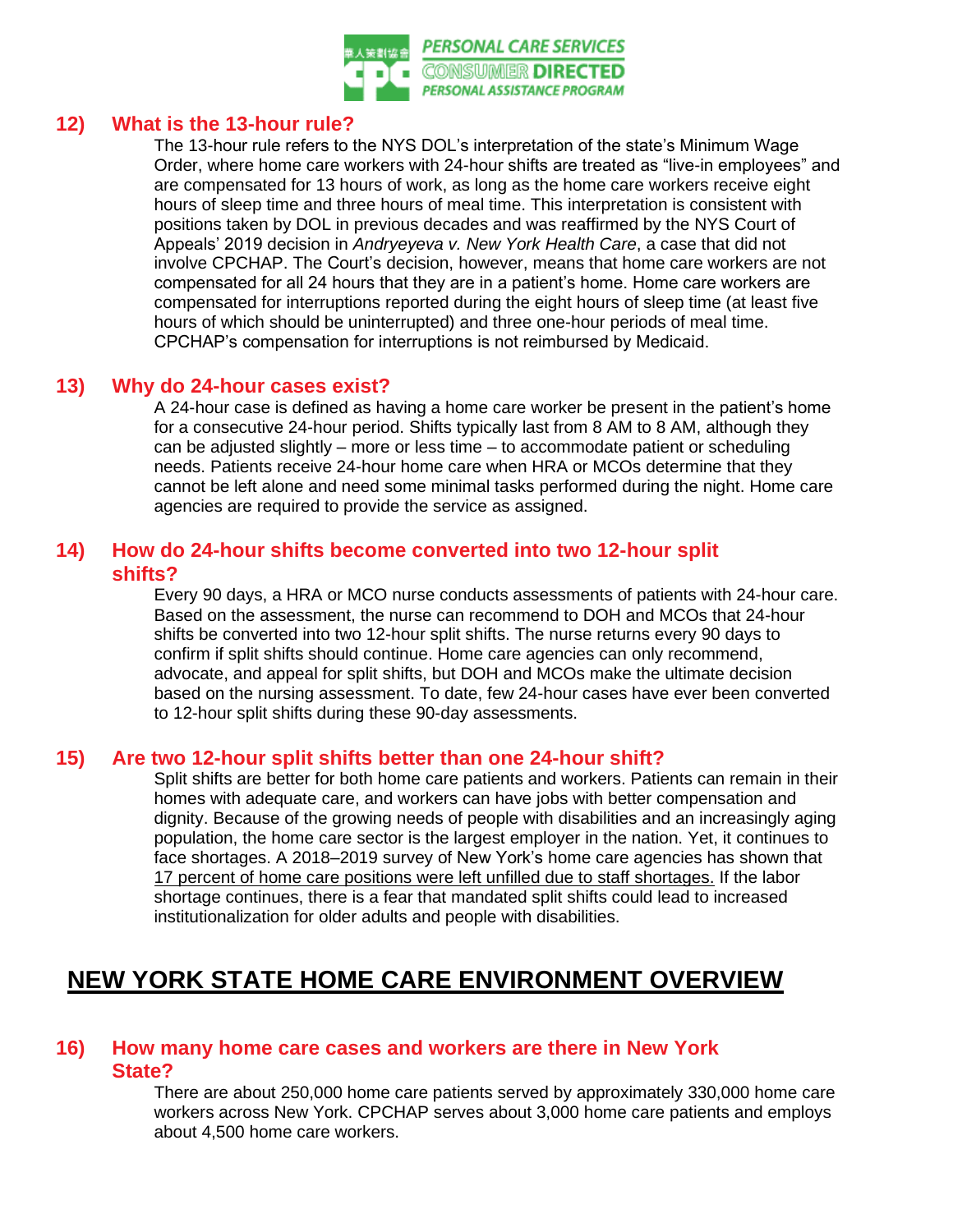### 12) What is the 13-hour rule?

The 13-hour rule refers to the NYS DOL's interpretation of the state's Minimum Wage Order, where home care workers with 24-hour shifts are treated as "live-in employees" and are compensated for 13 hours of work, as long as the home care workers receive eight hours of sleep time and three hours of meal time. This interpretation is consistent with positions taken by DOL in previous decades and was reaffirmed by the NYS Court of Appeals' 2019 decision in *Andryeyeva v. New York Health Care*, a case that did not involve CPCHAP. The Court's decision, however, means that home care workers are not compensated for all 24 hours that they are in a patient's home. Home care workers are compensated for interruptions reported during the eight hours of sleep time (at least five hours of which should be uninterrupted) and three one-hour periods of meal time. CPCHAP's compensation for interruptions is not reimbursed by Medicaid.

### 13) Why do 24-hour cases exist?

A 24-hour case is defined as having a home care worker be present in the patient's home for a consecutive 24-hour period. Shifts typically last from 8 AM to 8 AM, although they can be adjusted slightly – more or less time – to accommodate patient or scheduling needs. Patients receive 24-hour home care when HRA or MCOs determine that they cannot be left alone and need some minimal tasks performed during the night. Home care agencies are required to provide the service as assigned.

### 14) How do 24-hour shifts become converted into two 12-hour split shifts?

Every 90 days, a HRA or MCO nurse conducts assessments of patients with 24-hour care. Based on the assessment, the nurse can recommend to DOH and MCOs that 24-hour shifts be converted into two 12-hour split shifts. The nurse returns every 90 days to confirm if split shifts should continue. Home care agencies can only recommend, advocate, and appeal for split shifts, but DOH and MCOs make the ultimate decision based on the nursing assessment. To date, few 24-hour cases have ever been converted to 12-hour split shifts during these 90-day assessments.

### 15) Are two 12-hour split shifts better than one 24-hour shift?

Split shifts are better for both home care patients and workers. Patients can remain in their homes with adequate care, and workers can have jobs with better compensation and dignity. Because of the growing needs of people with disabilities and an increasingly aging population, the home care sector is the largest employer in the nation. Yet, it continues to face shortages. A 2018–2019 survey of New York's home care agencies has shown that 17 percent of home care positions were left unfilled due to staff shortages. If the labor shortage continues, there is a fear that mandated split shifts could lead to increased institutionalization for older adults and people with disabilities.

## NEW YORK STATE HOME CARE ENVIRONMENT OVERVIEW

### 16) How many home care cases and workers are there in New York State?

There are about 250,000 home care patients served by approximately 330,000 home care workers across New York. CPCHAP serves about 3,000 home care patients and employs about 4,500 home care workers.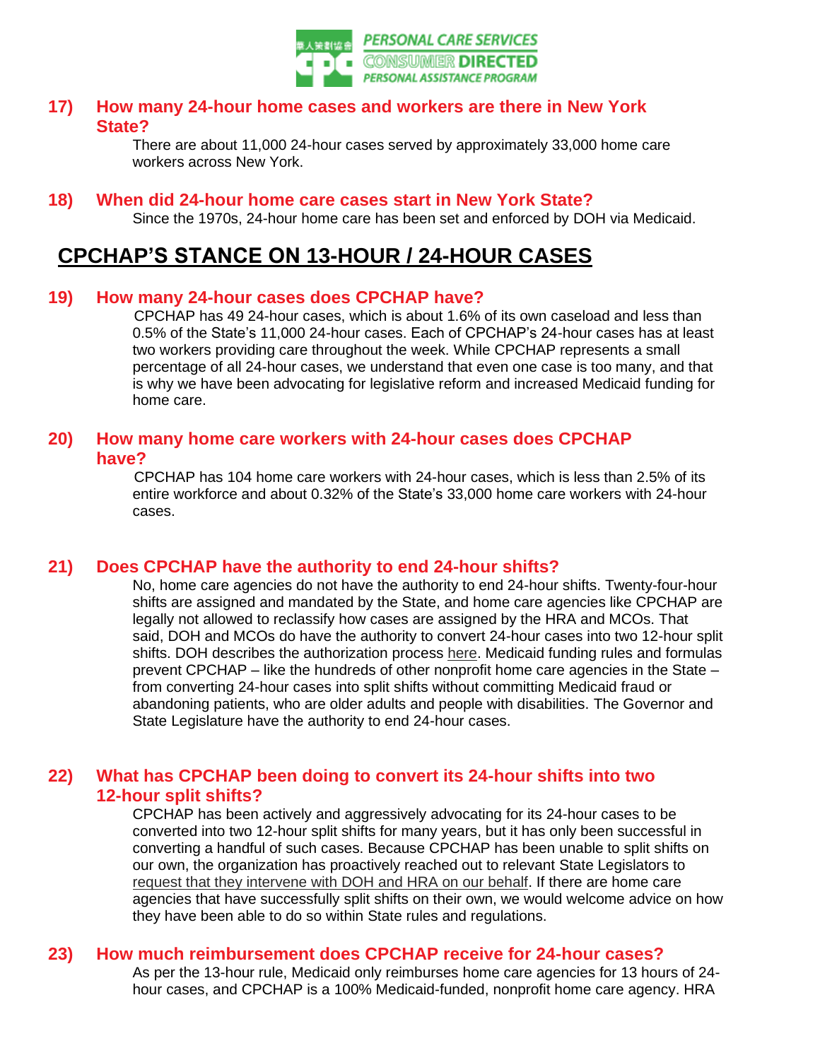### 17) How many 24-hour home cases and workers are there in New York State?

There are about 11,000 24-hour cases served by approximately 33,000 home care workers across New York.

### 18) When did 24-hour home care cases start in New York State?

Since the 1970s, 24-hour home care has been set and enforced by DOH via Medicaid.

## CPCHAP'S STANCE ON 13-HOUR / 24-HOUR CASES

### 19) How many 24-hour cases does CPCHAP have?

CPCHAP has 49 24-hour cases, which is about 1.6% of its own caseload and less than 0.5% of the State's 11,000 24-hour cases. Each of CPCHAP's 24-hour cases has at least two workers providing care throughout the week. While CPCHAP represents a small percentage of all 24-hour cases, we understand that even one case is too many, and that is why we have been advocating for legislative reform and increased Medicaid funding for home care.

### 20) How many home care workers with 24-hour cases does CPCHAP have?

CPCHAP has 104 home care workers with 24-hour cases, which is less than 2.5% of its entire workforce and about 0.32% of the State's 33,000 home care workers with 24-hour cases.

### 21) Does CPCHAP have the authority to end 24-hour shifts?

No, home care agencies do not have the authority to end 24-hour shifts. Twenty-four-hour shifts are assigned and mandated by the State, and home care agencies like CPCHAP are legally not allowed to reclassify how cases are assigned by the HRA and MCOs. That said, DOH and MCOs do have the authority to convert 24-hour cases into two 12-hour split shifts. DOH describes the authorization process here. Medicaid funding rules and formulas prevent CPCHAP – like the hundreds of other nonprofit home care agencies in the State – from converting 24-hour cases into split shifts without committing Medicaid fraud or abandoning patients, who are older adults and people with disabilities. The Governor and State Legislature have the authority to end 24-hour cases.

### 22) What has CPCHAP been doing to convert its 24-hour shifts into two 12-hour split shifts?

CPCHAP has been actively and aggressively advocating for its 24-hour cases to be converted into two 12-hour split shifts for many years, but it has only been successful in converting a handful of such cases. Because CPCHAP has been unable to split shifts on our own, the organization has proactively reached out to relevant State Legislators to request that they intervene with DOH and HRA on our behalf. If there are home care agencies that have successfully split shifts on their own, we would welcome advice on how they have been able to do so within State rules and regulations.

### 23) How much reimbursement does CPCHAP receive for 24-hour cases?

As per the 13-hour rule, Medicaid only reimburses home care agencies for 13 hours of 24-hour cases, and CPCHAP is a 100% Medicaid-funded, nonprofit home care agency. HRA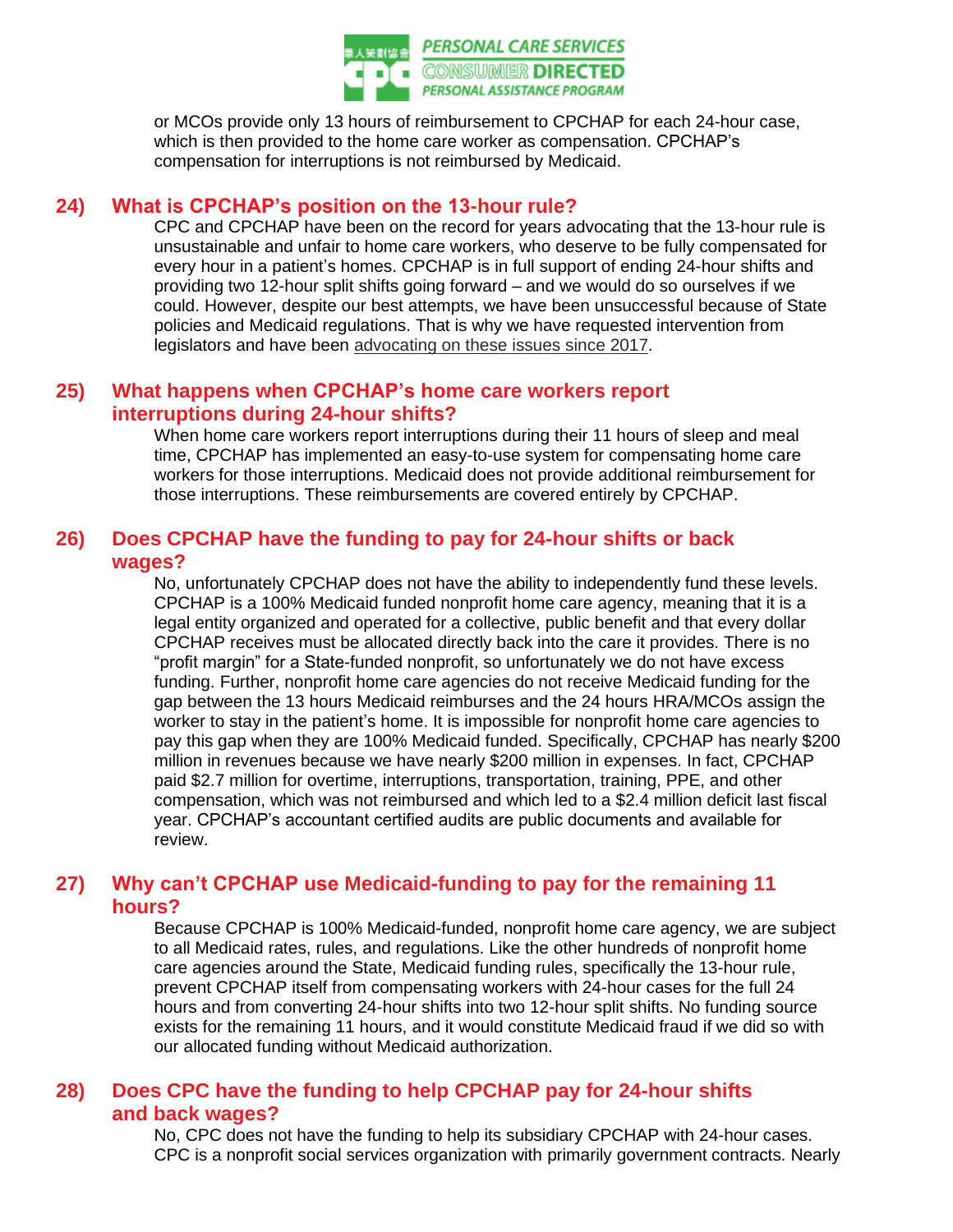or MCOs provide only 13 hours of reimbursement to CPCHAP for each 24-hour case, which is then provided to the home care worker as compensation. CPCHAP's compensation for interruptions is not reimbursed by Medicaid.

## 24) What is CPCHAP's position on the 13-hour rule?

CPC and CPCHAP have been on the record for years advocating that the 13-hour rule is unsustainable and unfair to home care workers, who deserve to be fully compensated for every hour in a patient's homes. CPCHAP is in full support of ending 24-hour shifts and providing two 12-hour split shifts going forward – and we would do so ourselves if we could. However, despite our best attempts, we have been unsuccessful because of State policies and Medicaid regulations. That is why we have requested intervention from legislators and have been advocating on these issues since 2017.

## 25) What happens when CPCHAP's home care workers report interruptions during 24-hour shifts?

When home care workers report interruptions during their 11 hours of sleep and meal time, CPCHAP has implemented an easy-to-use system for compensating home care workers for those interruptions. Medicaid does not provide additional reimbursement for those interruptions. These reimbursements are covered entirely by CPCHAP.

## 26) Does CPCHAP have the funding to pay for 24-hour shifts or back wages?

No, unfortunately CPCHAP does not have the ability to independently fund these levels. CPCHAP is a 100% Medicaid funded nonprofit home care agency, meaning that it is a legal entity organized and operated for a collective, public benefit and that every dollar CPCHAP receives must be allocated directly back into the care it provides. There is no "profit margin" for a State-funded nonprofit, so unfortunately we do not have excess funding. Further, nonprofit home care agencies do not receive Medicaid funding for the gap between the 13 hours Medicaid reimburses and the 24 hours HRA/MCOs assign the worker to stay in the patient's home. It is impossible for nonprofit home care agencies to pay this gap when they are 100% Medicaid funded. Specifically, CPCHAP has nearly $200 million in revenues because we have nearly $200 million in expenses. In fact, CPCHAP paid $2.7 million for overtime, interruptions, transportation, training, PPE, and other compensation, which was not reimbursed and which led to a $2.4 million deficit last fiscal year. CPCHAP's accountant certified audits are public documents and available for review.

## 27) Why can't CPCHAP use Medicaid-funding to pay for the remaining 11 hours?

Because CPCHAP is 100% Medicaid-funded, nonprofit home care agency, we are subject to all Medicaid rates, rules, and regulations. Like the other hundreds of nonprofit home care agencies around the State, Medicaid funding rules, specifically the 13-hour rule, prevent CPCHAP itself from compensating workers with 24-hour cases for the full 24 hours and from converting 24-hour shifts into two 12-hour split shifts. No funding source exists for the remaining 11 hours, and it would constitute Medicaid fraud if we did so with our allocated funding without Medicaid authorization.

## 28) Does CPC have the funding to help CPCHAP pay for 24-hour shifts and back wages?

No, CPC does not have the funding to help its subsidiary CPCHAP with 24-hour cases. CPC is a nonprofit social services organization with primarily government contracts. Nearly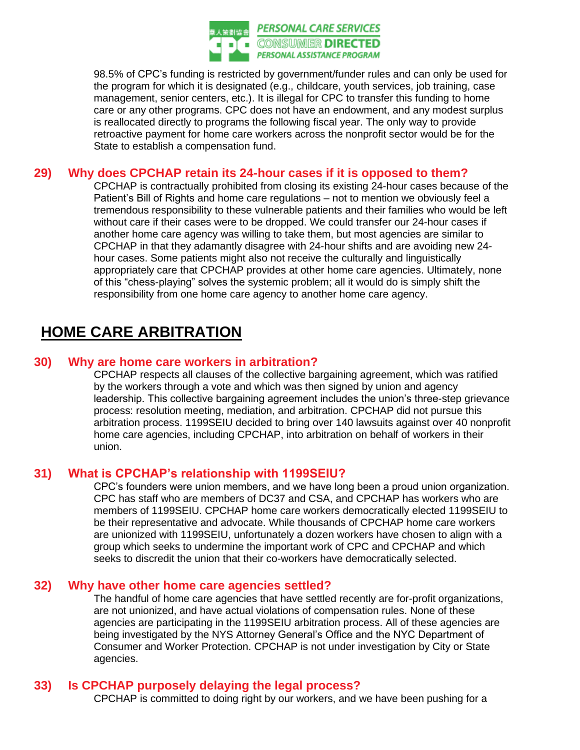98.5% of CPC's funding is restricted by government/funder rules and can only be used for the program for which it is designated (e.g., childcare, youth services, job training, case management, senior centers, etc.). It is illegal for CPC to transfer this funding to home care or any other programs. CPC does not have an endowment, and any modest surplus is reallocated directly to programs the following fiscal year. The only way to provide retroactive payment for home care workers across the nonprofit sector would be for the State to establish a compensation fund.

### 29) Why does CPCHAP retain its 24-hour cases if it is opposed to them?

CPCHAP is contractually prohibited from closing its existing 24-hour cases because of the Patient's Bill of Rights and home care regulations – not to mention we obviously feel a tremendous responsibility to these vulnerable patients and their families who would be left without care if their cases were to be dropped. We could transfer our 24-hour cases if another home care agency was willing to take them, but most agencies are similar to CPCHAP in that they adamantly disagree with 24-hour shifts and are avoiding new 24-hour cases. Some patients might also not receive the culturally and linguistically appropriately care that CPCHAP provides at other home care agencies. Ultimately, none of this "chess-playing" solves the systemic problem; all it would do is simply shift the responsibility from one home care agency to another home care agency.

## HOME CARE ARBITRATION

### 30) Why are home care workers in arbitration?

CPCHAP respects all clauses of the collective bargaining agreement, which was ratified by the workers through a vote and which was then signed by union and agency leadership. This collective bargaining agreement includes the union's three-step grievance process: resolution meeting, mediation, and arbitration. CPCHAP did not pursue this arbitration process. 1199SEIU decided to bring over 140 lawsuits against over 40 nonprofit home care agencies, including CPCHAP, into arbitration on behalf of workers in their union.

### 31) What is CPCHAP's relationship with 1199SEIU?

CPC's founders were union members, and we have long been a proud union organization. CPC has staff who are members of DC37 and CSA, and CPCHAP has workers who are members of 1199SEIU. CPCHAP home care workers democratically elected 1199SEIU to be their representative and advocate. While thousands of CPCHAP home care workers are unionized with 1199SEIU, unfortunately a dozen workers have chosen to align with a group which seeks to undermine the important work of CPC and CPCHAP and which seeks to discredit the union that their co-workers have democratically selected.

### 32) Why have other home care agencies settled?

The handful of home care agencies that have settled recently are for-profit organizations, are not unionized, and have actual violations of compensation rules. None of these agencies are participating in the 1199SEIU arbitration process. All of these agencies are being investigated by the NYS Attorney General's Office and the NYC Department of Consumer and Worker Protection. CPCHAP is not under investigation by City or State agencies.

### 33) Is CPCHAP purposely delaying the legal process?

CPCHAP is committed to doing right by our workers, and we have been pushing for a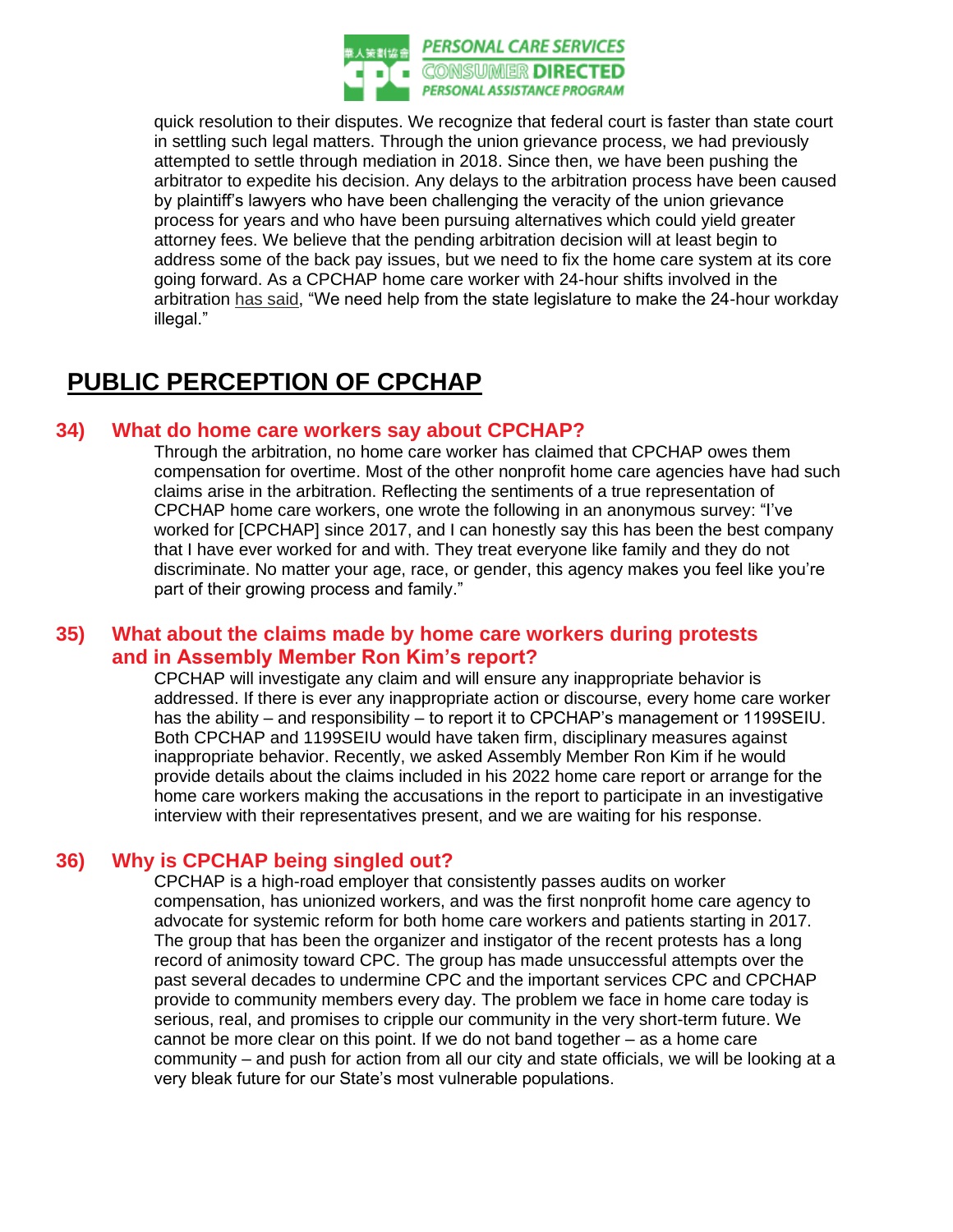quick resolution to their disputes. We recognize that federal court is faster than state court in settling such legal matters. Through the union grievance process, we had previously attempted to settle through mediation in 2018. Since then, we have been pushing the arbitrator to expedite his decision. Any delays to the arbitration process have been caused by plaintiff's lawyers who have been challenging the veracity of the union grievance process for years and who have been pursuing alternatives which could yield greater attorney fees. We believe that the pending arbitration decision will at least begin to address some of the back pay issues, but we need to fix the home care system at its core going forward. As a CPCHAP home care worker with 24-hour shifts involved in the arbitration has said, "We need help from the state legislature to make the 24-hour workday illegal."

## PUBLIC PERCEPTION OF CPCHAP

### 34) What do home care workers say about CPCHAP?

Through the arbitration, no home care worker has claimed that CPCHAP owes them compensation for overtime. Most of the other nonprofit home care agencies have had such claims arise in the arbitration. Reflecting the sentiments of a true representation of CPCHAP home care workers, one wrote the following in an anonymous survey: "I've worked for [CPCHAP] since 2017, and I can honestly say this has been the best company that I have ever worked for and with. They treat everyone like family and they do not discriminate. No matter your age, race, or gender, this agency makes you feel like you're part of their growing process and family."

### 35) What about the claims made by home care workers during protests and in Assembly Member Ron Kim's report?

CPCHAP will investigate any claim and will ensure any inappropriate behavior is addressed. If there is ever any inappropriate action or discourse, every home care worker has the ability – and responsibility – to report it to CPCHAP's management or 1199SEIU. Both CPCHAP and 1199SEIU would have taken firm, disciplinary measures against inappropriate behavior. Recently, we asked Assembly Member Ron Kim if he would provide details about the claims included in his 2022 home care report or arrange for the home care workers making the accusations in the report to participate in an investigative interview with their representatives present, and we are waiting for his response.

### 36) Why is CPCHAP being singled out?

CPCHAP is a high-road employer that consistently passes audits on worker compensation, has unionized workers, and was the first nonprofit home care agency to advocate for systemic reform for both home care workers and patients starting in 2017. The group that has been the organizer and instigator of the recent protests has a long record of animosity toward CPC. The group has made unsuccessful attempts over the past several decades to undermine CPC and the important services CPC and CPCHAP provide to community members every day. The problem we face in home care today is serious, real, and promises to cripple our community in the very short-term future. We cannot be more clear on this point. If we do not band together – as a home care community – and push for action from all our city and state officials, we will be looking at a very bleak future for our State's most vulnerable populations.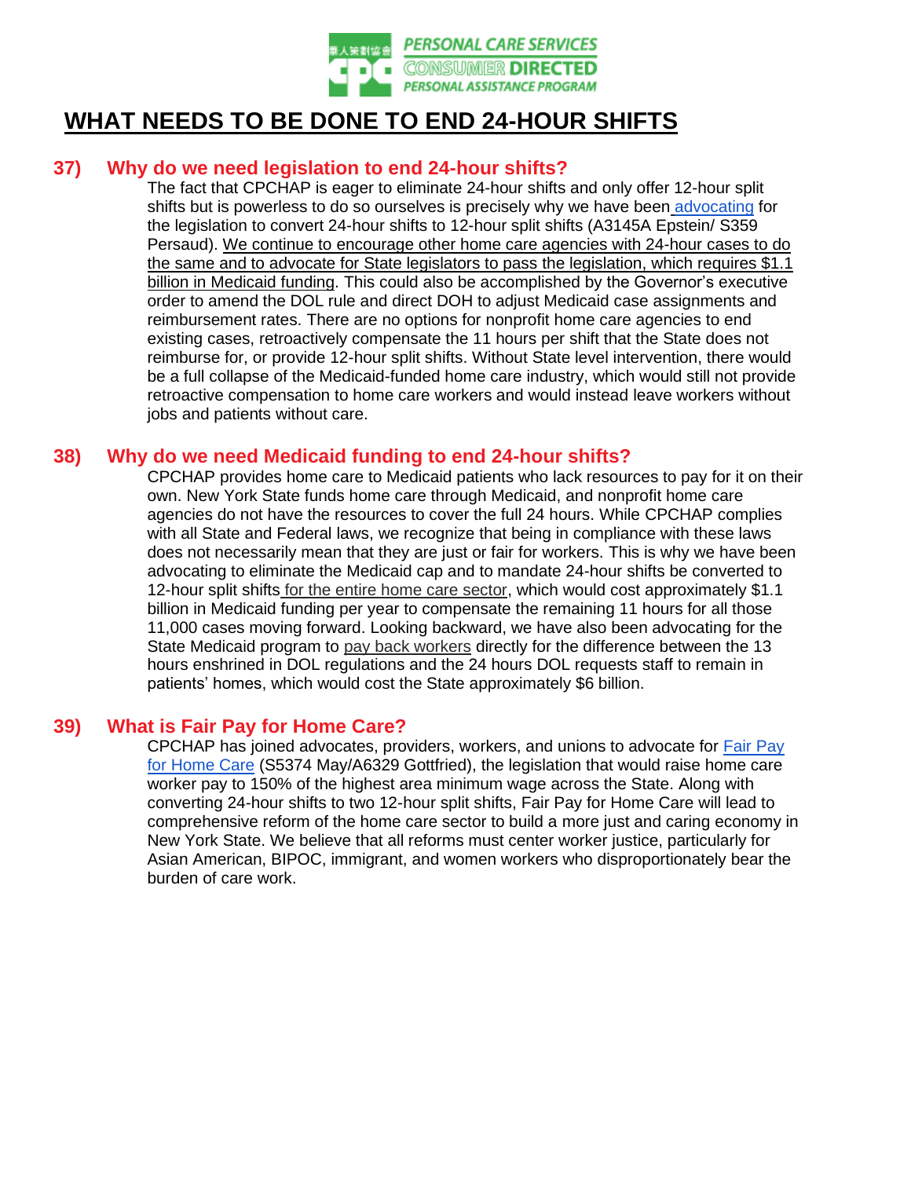# WHAT NEEDS TO BE DONE TO END 24-HOUR SHIFTS

## 37) Why do we need legislation to end 24-hour shifts?

The fact that CPCHAP is eager to eliminate 24-hour shifts and only offer 12-hour split shifts but is powerless to do so ourselves is precisely why we have been advocating for the legislation to convert 24-hour shifts to 12-hour split shifts (A3145A Epstein/ S359 Persaud). We continue to encourage other home care agencies with 24-hour cases to do the same and to advocate for State legislators to pass the legislation, which requires $1.1 billion in Medicaid funding. This could also be accomplished by the Governor's executive order to amend the DOL rule and direct DOH to adjust Medicaid case assignments and reimbursement rates. There are no options for nonprofit home care agencies to end existing cases, retroactively compensate the 11 hours per shift that the State does not reimburse for, or provide 12-hour split shifts. Without State level intervention, there would be a full collapse of the Medicaid-funded home care industry, which would still not provide retroactive compensation to home care workers and would instead leave workers without jobs and patients without care.

## 38) Why do we need Medicaid funding to end 24-hour shifts?

CPCHAP provides home care to Medicaid patients who lack resources to pay for it on their own. New York State funds home care through Medicaid, and nonprofit home care agencies do not have the resources to cover the full 24 hours. While CPCHAP complies with all State and Federal laws, we recognize that being in compliance with these laws does not necessarily mean that they are just or fair for workers. This is why we have been advocating to eliminate the Medicaid cap and to mandate 24-hour shifts be converted to 12-hour split shifts for the entire home care sector, which would cost approximately $1.1 billion in Medicaid funding per year to compensate the remaining 11 hours for all those 11,000 cases moving forward. Looking backward, we have also been advocating for the State Medicaid program to pay back workers directly for the difference between the 13 hours enshrined in DOL regulations and the 24 hours DOL requests staff to remain in patients' homes, which would cost the State approximately $6 billion.

## 39) What is Fair Pay for Home Care?

CPCHAP has joined advocates, providers, workers, and unions to advocate for Fair Pay for Home Care (S5374 May/A6329 Gottfried), the legislation that would raise home care worker pay to 150% of the highest area minimum wage across the State. Along with converting 24-hour shifts to two 12-hour split shifts, Fair Pay for Home Care will lead to comprehensive reform of the home care sector to build a more just and caring economy in New York State. We believe that all reforms must center worker justice, particularly for Asian American, BIPOC, immigrant, and women workers who disproportionately bear the burden of care work.